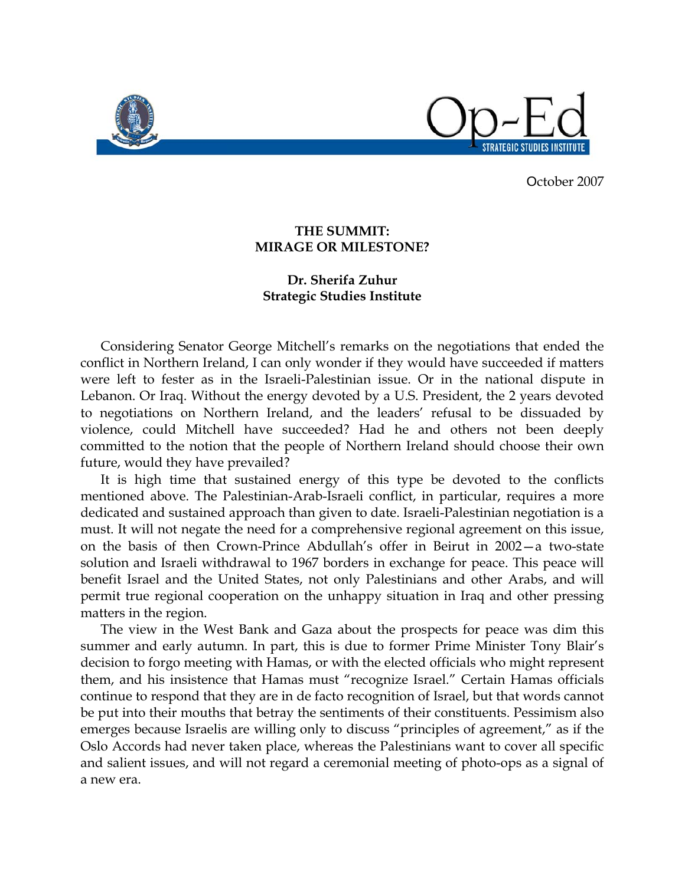October 2007

**THE SUMMIT:**
**MIRAGE OR MILESTONE?**

**Dr. Sherifa Zuhur**
**Strategic Studies Institute**

Considering Senator George Mitchell's remarks on the negotiations that ended the conflict in Northern Ireland, I can only wonder if they would have succeeded if matters were left to fester as in the Israeli-Palestinian issue. Or in the national dispute in Lebanon. Or Iraq. Without the energy devoted by a U.S. President, the 2 years devoted to negotiations on Northern Ireland, and the leaders' refusal to be dissuaded by violence, could Mitchell have succeeded? Had he and others not been deeply committed to the notion that the people of Northern Ireland should choose their own future, would they have prevailed?

It is high time that sustained energy of this type be devoted to the conflicts mentioned above. The Palestinian-Arab-Israeli conflict, in particular, requires a more dedicated and sustained approach than given to date. Israeli-Palestinian negotiation is a must. It will not negate the need for a comprehensive regional agreement on this issue, on the basis of then Crown-Prince Abdullah's offer in Beirut in 2002—a two-state solution and Israeli withdrawal to 1967 borders in exchange for peace. This peace will benefit Israel and the United States, not only Palestinians and other Arabs, and will permit true regional cooperation on the unhappy situation in Iraq and other pressing matters in the region.

The view in the West Bank and Gaza about the prospects for peace was dim this summer and early autumn. In part, this is due to former Prime Minister Tony Blair's decision to forgo meeting with Hamas, or with the elected officials who might represent them, and his insistence that Hamas must "recognize Israel." Certain Hamas officials continue to respond that they are in de facto recognition of Israel, but that words cannot be put into their mouths that betray the sentiments of their constituents. Pessimism also emerges because Israelis are willing only to discuss "principles of agreement," as if the Oslo Accords had never taken place, whereas the Palestinians want to cover all specific and salient issues, and will not regard a ceremonial meeting of photo-ops as a signal of a new era.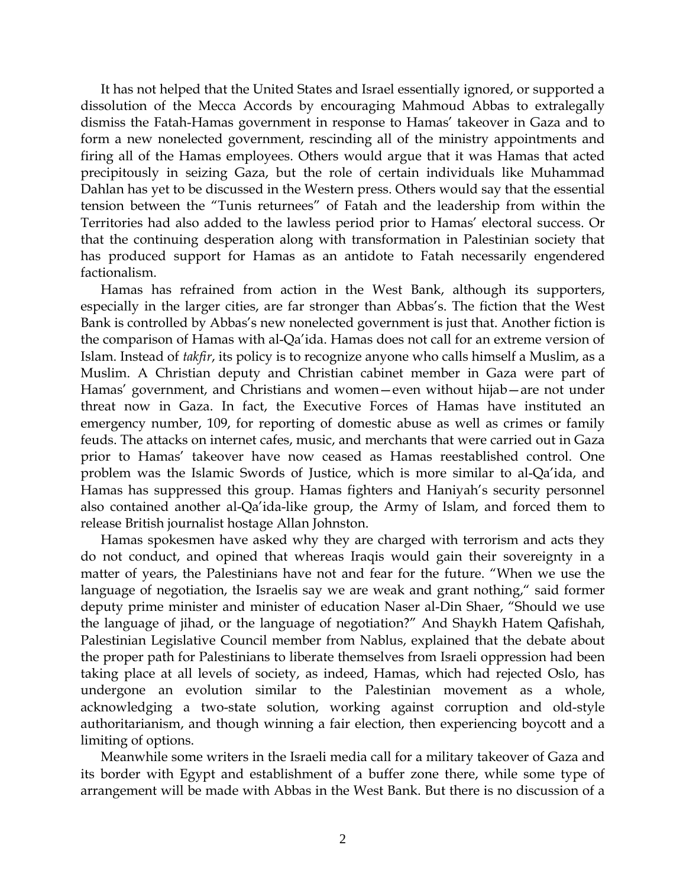It has not helped that the United States and Israel essentially ignored, or supported a dissolution of the Mecca Accords by encouraging Mahmoud Abbas to extralegally dismiss the Fatah-Hamas government in response to Hamas' takeover in Gaza and to form a new nonelected government, rescinding all of the ministry appointments and firing all of the Hamas employees. Others would argue that it was Hamas that acted precipitously in seizing Gaza, but the role of certain individuals like Muhammad Dahlan has yet to be discussed in the Western press. Others would say that the essential tension between the "Tunis returnees" of Fatah and the leadership from within the Territories had also added to the lawless period prior to Hamas' electoral success. Or that the continuing desperation along with transformation in Palestinian society that has produced support for Hamas as an antidote to Fatah necessarily engendered factionalism.

Hamas has refrained from action in the West Bank, although its supporters, especially in the larger cities, are far stronger than Abbas's. The fiction that the West Bank is controlled by Abbas's new nonelected government is just that. Another fiction is the comparison of Hamas with al-Qa'ida. Hamas does not call for an extreme version of Islam. Instead of *takfir*, its policy is to recognize anyone who calls himself a Muslim, as a Muslim. A Christian deputy and Christian cabinet member in Gaza were part of Hamas' government, and Christians and women—even without hijab—are not under threat now in Gaza. In fact, the Executive Forces of Hamas have instituted an emergency number, 109, for reporting of domestic abuse as well as crimes or family feuds. The attacks on internet cafes, music, and merchants that were carried out in Gaza prior to Hamas' takeover have now ceased as Hamas reestablished control. One problem was the Islamic Swords of Justice, which is more similar to al-Qa'ida, and Hamas has suppressed this group. Hamas fighters and Haniyah's security personnel also contained another al-Qa'ida-like group, the Army of Islam, and forced them to release British journalist hostage Allan Johnston.

Hamas spokesmen have asked why they are charged with terrorism and acts they do not conduct, and opined that whereas Iraqis would gain their sovereignty in a matter of years, the Palestinians have not and fear for the future. "When we use the language of negotiation, the Israelis say we are weak and grant nothing," said former deputy prime minister and minister of education Naser al-Din Shaer, "Should we use the language of jihad, or the language of negotiation?" And Shaykh Hatem Qafishah, Palestinian Legislative Council member from Nablus, explained that the debate about the proper path for Palestinians to liberate themselves from Israeli oppression had been taking place at all levels of society, as indeed, Hamas, which had rejected Oslo, has undergone an evolution similar to the Palestinian movement as a whole, acknowledging a two-state solution, working against corruption and old-style authoritarianism, and though winning a fair election, then experiencing boycott and a limiting of options.

Meanwhile some writers in the Israeli media call for a military takeover of Gaza and its border with Egypt and establishment of a buffer zone there, while some type of arrangement will be made with Abbas in the West Bank. But there is no discussion of a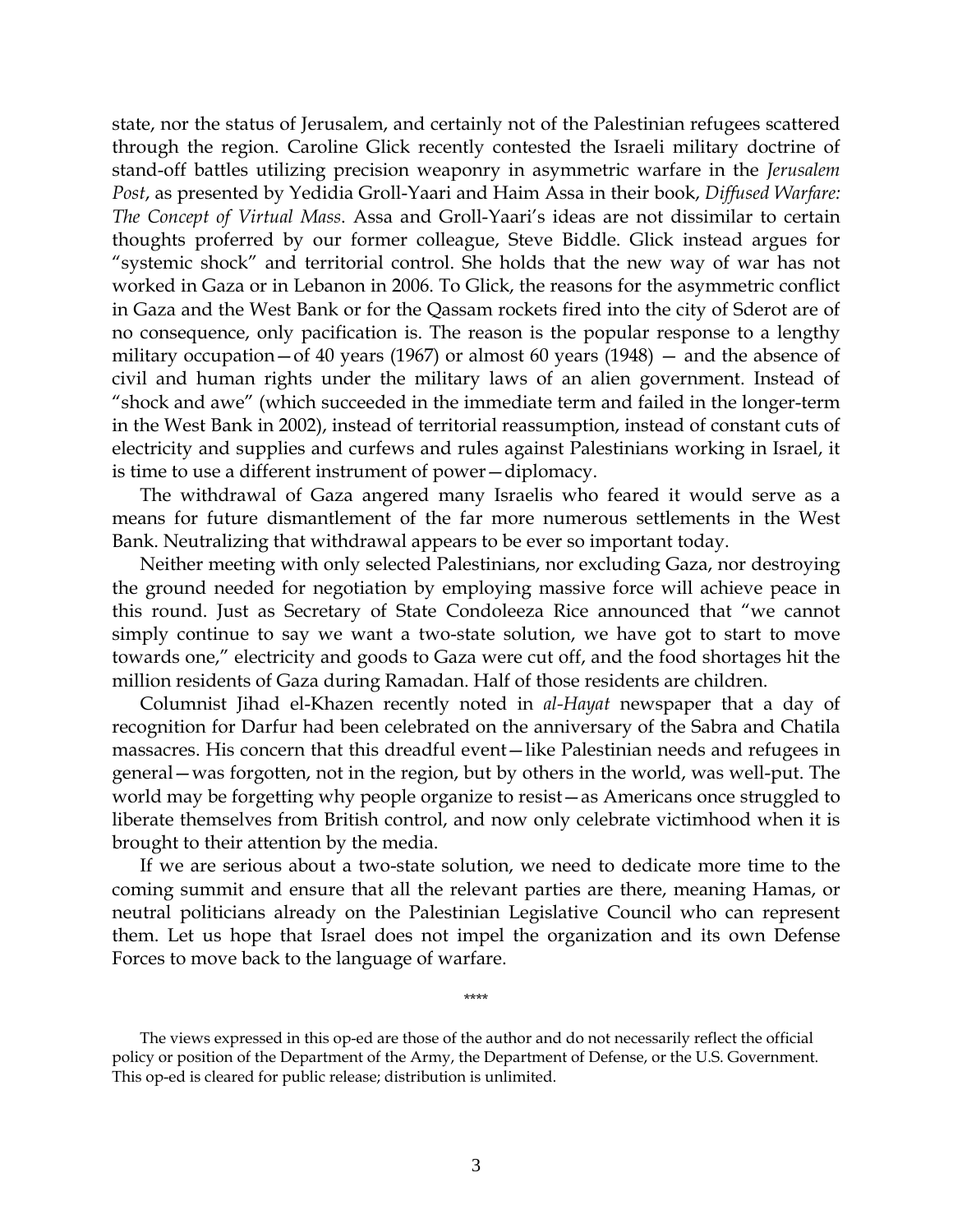state, nor the status of Jerusalem, and certainly not of the Palestinian refugees scattered through the region. Caroline Glick recently contested the Israeli military doctrine of stand-off battles utilizing precision weaponry in asymmetric warfare in the *Jerusalem Post*, as presented by Yedidia Groll-Yaari and Haim Assa in their book, *Diffused Warfare: The Concept of Virtual Mass*. Assa and Groll-Yaari's ideas are not dissimilar to certain thoughts proferred by our former colleague, Steve Biddle. Glick instead argues for "systemic shock" and territorial control. She holds that the new way of war has not worked in Gaza or in Lebanon in 2006. To Glick, the reasons for the asymmetric conflict in Gaza and the West Bank or for the Qassam rockets fired into the city of Sderot are of no consequence, only pacification is. The reason is the popular response to a lengthy military occupation—of 40 years (1967) or almost 60 years (1948) — and the absence of civil and human rights under the military laws of an alien government. Instead of "shock and awe" (which succeeded in the immediate term and failed in the longer-term in the West Bank in 2002), instead of territorial reassumption, instead of constant cuts of electricity and supplies and curfews and rules against Palestinians working in Israel, it is time to use a different instrument of power—diplomacy.

The withdrawal of Gaza angered many Israelis who feared it would serve as a means for future dismantlement of the far more numerous settlements in the West Bank. Neutralizing that withdrawal appears to be ever so important today.

Neither meeting with only selected Palestinians, nor excluding Gaza, nor destroying the ground needed for negotiation by employing massive force will achieve peace in this round. Just as Secretary of State Condoleeza Rice announced that "we cannot simply continue to say we want a two-state solution, we have got to start to move towards one," electricity and goods to Gaza were cut off, and the food shortages hit the million residents of Gaza during Ramadan. Half of those residents are children.

Columnist Jihad el-Khazen recently noted in *al-Hayat* newspaper that a day of recognition for Darfur had been celebrated on the anniversary of the Sabra and Chatila massacres. His concern that this dreadful event—like Palestinian needs and refugees in general—was forgotten, not in the region, but by others in the world, was well-put. The world may be forgetting why people organize to resist—as Americans once struggled to liberate themselves from British control, and now only celebrate victimhood when it is brought to their attention by the media.

If we are serious about a two-state solution, we need to dedicate more time to the coming summit and ensure that all the relevant parties are there, meaning Hamas, or neutral politicians already on the Palestinian Legislative Council who can represent them. Let us hope that Israel does not impel the organization and its own Defense Forces to move back to the language of warfare.

****

The views expressed in this op-ed are those of the author and do not necessarily reflect the official policy or position of the Department of the Army, the Department of Defense, or the U.S. Government. This op-ed is cleared for public release; distribution is unlimited.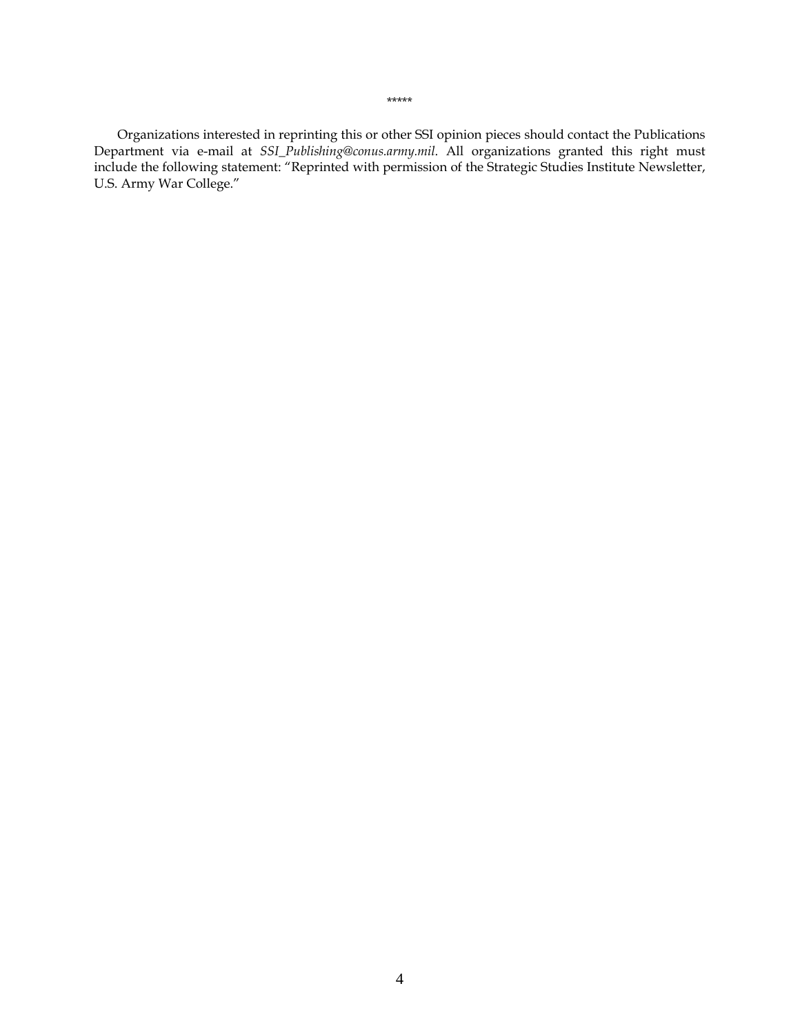*****

Organizations interested in reprinting this or other SSI opinion pieces should contact the Publications Department via e-mail at *SSI_Publishing@conus.army.mil*. All organizations granted this right must include the following statement: "Reprinted with permission of the Strategic Studies Institute Newsletter, U.S. Army War College."